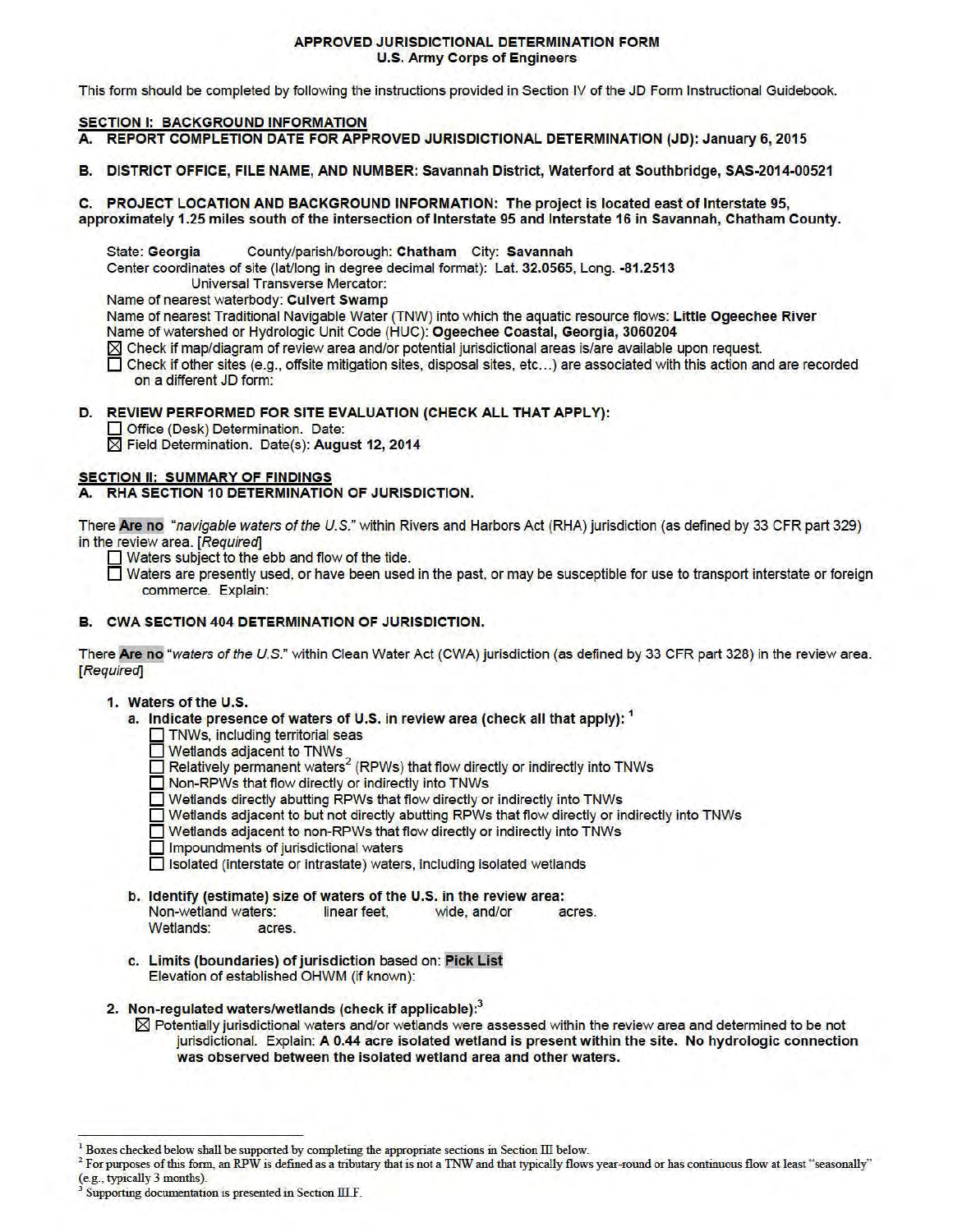**APPROVED JURISDICTIONAL DETERMINATION FORM**
**U.S. Army Corps of Engineers**

This form should be completed by following the instructions provided in Section IV of the JD Form Instructional Guidebook.

## SECTION I: BACKGROUND INFORMATION

**A. REPORT COMPLETION DATE FOR APPROVED JURISDICTIONAL DETERMINATION (JD): January 6, 2015**

**B. DISTRICT OFFICE, FILE NAME, AND NUMBER: Savannah District, Waterford at Southbridge, SAS-2014-00521**

**C. PROJECT LOCATION AND BACKGROUND INFORMATION: The project is located east of Interstate 95, approximately 1.25 miles south of the intersection of Interstate 95 and Interstate 16 in Savannah, Chatham County.**

State: **Georgia** County/parish/borough: **Chatham** City: **Savannah**
Center coordinates of site (lat/long in degree decimal format): **Lat. 32.0565, Long. -81.2513**
Universal Transverse Mercator:
Name of nearest waterbody: **Culvert Swamp**
Name of nearest Traditional Navigable Water (TNW) into which the aquatic resource flows: **Little Ogeechee River**
Name of watershed or Hydrologic Unit Code (HUC): **Ogeechee Coastal, Georgia, 3060204**
☒ Check if map/diagram of review area and/or potential jurisdictional areas is/are available upon request.
☐ Check if other sites (e.g., offsite mitigation sites, disposal sites, etc…) are associated with this action and are recorded on a different JD form:

**D. REVIEW PERFORMED FOR SITE EVALUATION (CHECK ALL THAT APPLY):**
☐ Office (Desk) Determination. Date:
☒ Field Determination. Date(s): **August 12, 2014**

## SECTION II: SUMMARY OF FINDINGS

**A. RHA SECTION 10 DETERMINATION OF JURISDICTION.**

There **Are no** "*navigable waters of the U.S.*" within Rivers and Harbors Act (RHA) jurisdiction (as defined by 33 CFR part 329) in the review area. [*Required*]
☐ Waters subject to the ebb and flow of the tide.
☐ Waters are presently used, or have been used in the past, or may be susceptible for use to transport interstate or foreign commerce. Explain:

**B. CWA SECTION 404 DETERMINATION OF JURISDICTION.**

There **Are no** "*waters of the U.S.*" within Clean Water Act (CWA) jurisdiction (as defined by 33 CFR part 328) in the review area. [*Required*]

**1. Waters of the U.S.**

**a. Indicate presence of waters of U.S. in review area (check all that apply):** [1]
☐ TNWs, including territorial seas
☐ Wetlands adjacent to TNWs
☐ Relatively permanent waters[2] (RPWs) that flow directly or indirectly into TNWs
☐ Non-RPWs that flow directly or indirectly into TNWs
☐ Wetlands directly abutting RPWs that flow directly or indirectly into TNWs
☐ Wetlands adjacent to but not directly abutting RPWs that flow directly or indirectly into TNWs
☐ Wetlands adjacent to non-RPWs that flow directly or indirectly into TNWs
☐ Impoundments of jurisdictional waters
☐ Isolated (interstate or intrastate) waters, including isolated wetlands

**b. Identify (estimate) size of waters of the U.S. in the review area:**
Non-wetland waters: linear feet, wide, and/or acres.
Wetlands: acres.

**c. Limits (boundaries) of jurisdiction** based on: **Pick List**
Elevation of established OHWM (if known):

**2. Non-regulated waters/wetlands (check if applicable):**[3]
☒ Potentially jurisdictional waters and/or wetlands were assessed within the review area and determined to be not jurisdictional. Explain: **A 0.44 acre isolated wetland is present within the site. No hydrologic connection was observed between the isolated wetland area and other waters.**

---

[1] Boxes checked below shall be supported by completing the appropriate sections in Section III below.
[2] For purposes of this form, an RPW is defined as a tributary that is not a TNW and that typically flows year-round or has continuous flow at least "seasonally" (e.g., typically 3 months).
[3] Supporting documentation is presented in Section III.F.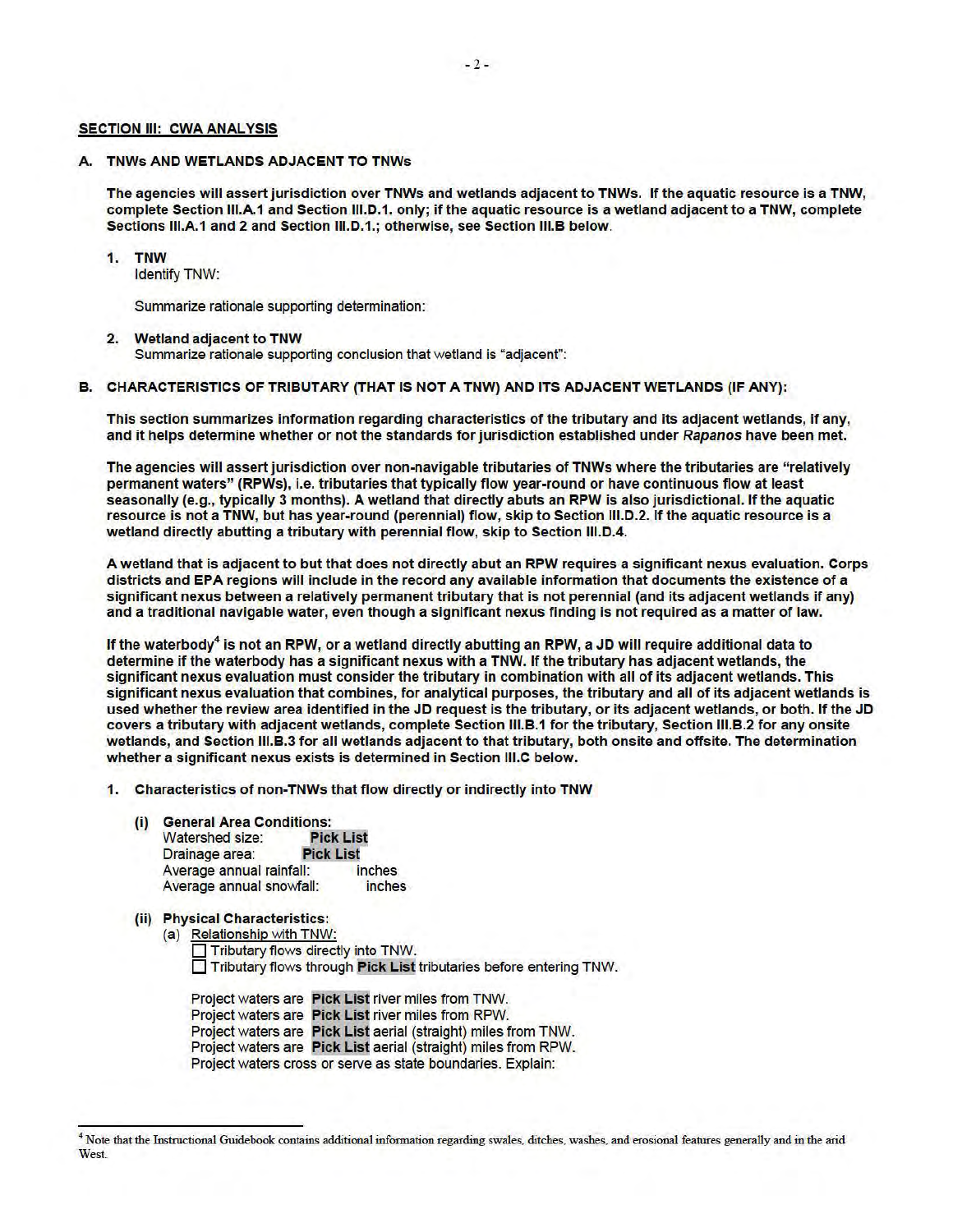## SECTION III: CWA ANALYSIS

### A. TNWs AND WETLANDS ADJACENT TO TNWs

**The agencies will assert jurisdiction over TNWs and wetlands adjacent to TNWs. If the aquatic resource is a TNW, complete Section III.A.1 and Section III.D.1. only; if the aquatic resource is a wetland adjacent to a TNW, complete Sections III.A.1 and 2 and Section III.D.1.; otherwise, see Section III.B below.**

1. **TNW**
   Identify TNW:

   Summarize rationale supporting determination:

2. **Wetland adjacent to TNW**
   Summarize rationale supporting conclusion that wetland is "adjacent":

### B. CHARACTERISTICS OF TRIBUTARY (THAT IS NOT A TNW) AND ITS ADJACENT WETLANDS (IF ANY):

**This section summarizes information regarding characteristics of the tributary and its adjacent wetlands, if any, and it helps determine whether or not the standards for jurisdiction established under *Rapanos* have been met.**

**The agencies will assert jurisdiction over non-navigable tributaries of TNWs where the tributaries are "relatively permanent waters" (RPWs), i.e. tributaries that typically flow year-round or have continuous flow at least seasonally (e.g., typically 3 months). A wetland that directly abuts an RPW is also jurisdictional. If the aquatic resource is not a TNW, but has year-round (perennial) flow, skip to Section III.D.2. If the aquatic resource is a wetland directly abutting a tributary with perennial flow, skip to Section III.D.4.**

**A wetland that is adjacent to but that does not directly abut an RPW requires a significant nexus evaluation. Corps districts and EPA regions will include in the record any available information that documents the existence of a significant nexus between a relatively permanent tributary that is not perennial (and its adjacent wetlands if any) and a traditional navigable water, even though a significant nexus finding is not required as a matter of law.**

**If the waterbody[4] is not an RPW, or a wetland directly abutting an RPW, a JD will require additional data to determine if the waterbody has a significant nexus with a TNW. If the tributary has adjacent wetlands, the significant nexus evaluation must consider the tributary in combination with all of its adjacent wetlands. This significant nexus evaluation that combines, for analytical purposes, the tributary and all of its adjacent wetlands is used whether the review area identified in the JD request is the tributary, or its adjacent wetlands, or both. If the JD covers a tributary with adjacent wetlands, complete Section III.B.1 for the tributary, Section III.B.2 for any onsite wetlands, and Section III.B.3 for all wetlands adjacent to that tributary, both onsite and offsite. The determination whether a significant nexus exists is determined in Section III.C below.**

1. **Characteristics of non-TNWs that flow directly or indirectly into TNW**

   **(i) General Area Conditions:**
   Watershed size: **Pick List**
   Drainage area: **Pick List**
   Average annual rainfall: inches
   Average annual snowfall: inches

   **(ii) Physical Characteristics:**
   (a) Relationship with TNW:
   - ☐ Tributary flows directly into TNW.
   - ☐ Tributary flows through **Pick List** tributaries before entering TNW.

   Project waters are **Pick List** river miles from TNW.
   Project waters are **Pick List** river miles from RPW.
   Project waters are **Pick List** aerial (straight) miles from TNW.
   Project waters are **Pick List** aerial (straight) miles from RPW.
   Project waters cross or serve as state boundaries. Explain:

---

[4] Note that the Instructional Guidebook contains additional information regarding swales, ditches, washes, and erosional features generally and in the arid West.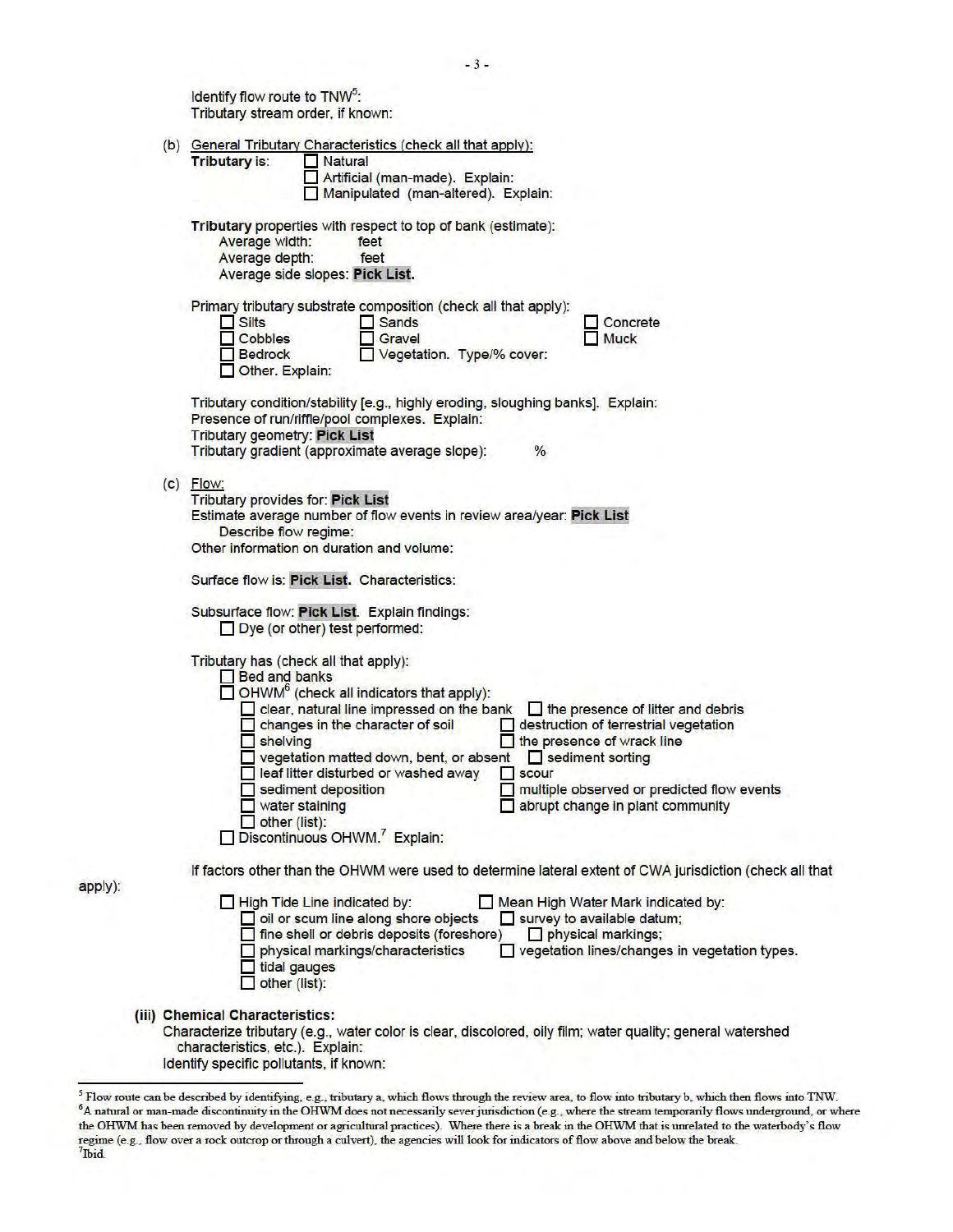Identify flow route to TNW[5]:
Tributary stream order, if known:

(b) General Tributary Characteristics (check all that apply):

**Tributary** is:
- ☐ Natural
- ☐ Artificial (man-made). Explain:
- ☐ Manipulated (man-altered). Explain:

**Tributary** properties with respect to top of bank (estimate):
- Average width: feet
- Average depth: feet
- Average side slopes: **Pick List**.

Primary tributary substrate composition (check all that apply):
- ☐ Silts
- ☐ Sands
- ☐ Concrete
- ☐ Cobbles
- ☐ Gravel
- ☐ Muck
- ☐ Bedrock
- ☐ Vegetation. Type/% cover:
- ☐ Other. Explain:

Tributary condition/stability [e.g., highly eroding, sloughing banks]. Explain:
Presence of run/riffle/pool complexes. Explain:
Tributary geometry: **Pick List**
Tributary gradient (approximate average slope): %

(c) Flow:

Tributary provides for: **Pick List**
Estimate average number of flow events in review area/year: **Pick List**
Describe flow regime:
Other information on duration and volume:

Surface flow is: **Pick List**. Characteristics:

Subsurface flow: **Pick List**. Explain findings:
- ☐ Dye (or other) test performed:

Tributary has (check all that apply):
- ☐ Bed and banks
- ☐ OHWM[6] (check all indicators that apply):
  - ☐ clear, natural line impressed on the bank
  - ☐ the presence of litter and debris
  - ☐ changes in the character of soil
  - ☐ destruction of terrestrial vegetation
  - ☐ shelving
  - ☐ the presence of wrack line
  - ☐ vegetation matted down, bent, or absent
  - ☐ sediment sorting
  - ☐ leaf litter disturbed or washed away
  - ☐ scour
  - ☐ sediment deposition
  - ☐ multiple observed or predicted flow events
  - ☐ water staining
  - ☐ abrupt change in plant community
  - ☐ other (list):
- ☐ Discontinuous OHWM.[7] Explain:

If factors other than the OHWM were used to determine lateral extent of CWA jurisdiction (check all that apply):
- ☐ High Tide Line indicated by:
  - ☐ oil or scum line along shore objects
  - ☐ fine shell or debris deposits (foreshore)
  - ☐ physical markings/characteristics
  - ☐ tidal gauges
  - ☐ other (list):
- ☐ Mean High Water Mark indicated by:
  - ☐ survey to available datum;
  - ☐ physical markings;
  - ☐ vegetation lines/changes in vegetation types.

**(iii) Chemical Characteristics:**

Characterize tributary (e.g., water color is clear, discolored, oily film; water quality; general watershed characteristics, etc.). Explain:
Identify specific pollutants, if known:

---

[5] Flow route can be described by identifying, e.g., tributary a, which flows through the review area, to flow into tributary b, which then flows into TNW.
[6] A natural or man-made discontinuity in the OHWM does not necessarily sever jurisdiction (e.g., where the stream temporarily flows underground, or where the OHWM has been removed by development or agricultural practices). Where there is a break in the OHWM that is unrelated to the waterbody's flow regime (e.g., flow over a rock outcrop or through a culvert), the agencies will look for indicators of flow above and below the break.
[7] Ibid.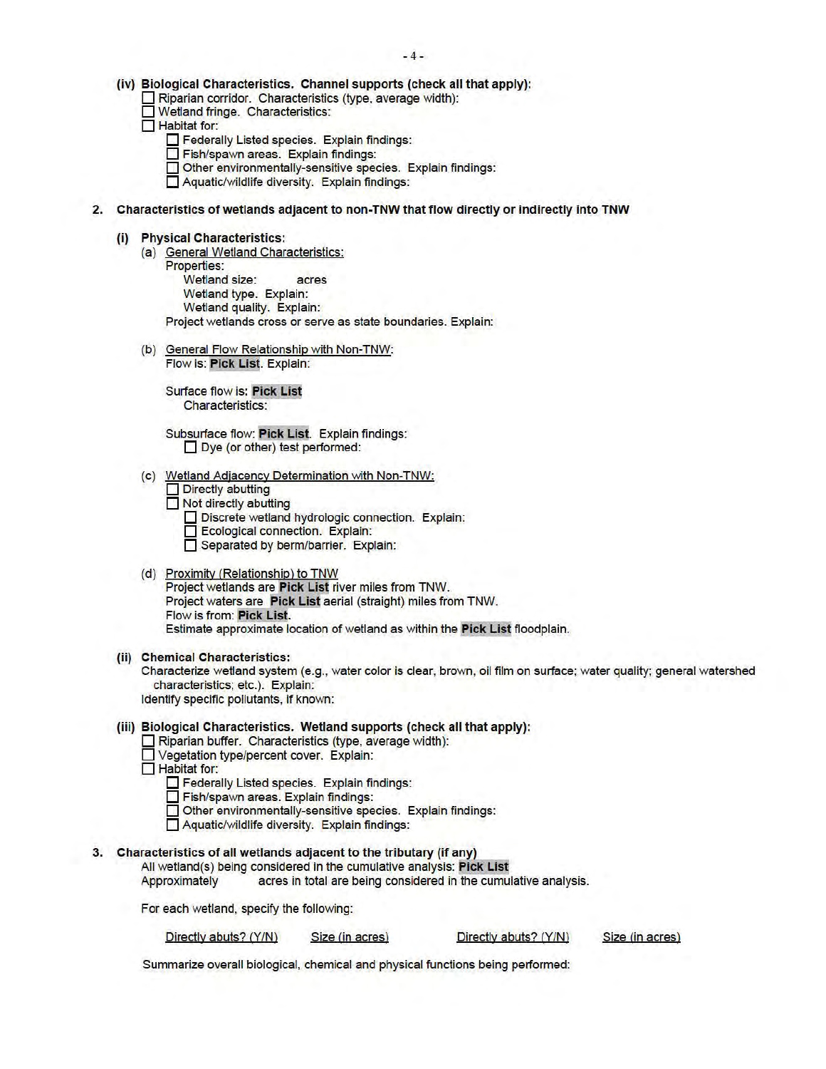**(iv) Biological Characteristics. Channel supports (check all that apply):**

- ☐ Riparian corridor. Characteristics (type, average width):
- ☐ Wetland fringe. Characteristics:
- ☐ Habitat for:
  - ☐ Federally Listed species. Explain findings:
  - ☐ Fish/spawn areas. Explain findings:
  - ☐ Other environmentally-sensitive species. Explain findings:
  - ☐ Aquatic/wildlife diversity. Explain findings:

**2. Characteristics of wetlands adjacent to non-TNW that flow directly or indirectly into TNW**

**(i) Physical Characteristics:**

(a) General Wetland Characteristics:

Properties:

Wetland size: acres

Wetland type. Explain:

Wetland quality. Explain:

Project wetlands cross or serve as state boundaries. Explain:

(b) General Flow Relationship with Non-TNW:

Flow is: **Pick List**. Explain:

Surface flow is: **Pick List**

Characteristics:

Subsurface flow: **Pick List**. Explain findings:

- ☐ Dye (or other) test performed:

(c) Wetland Adjacency Determination with Non-TNW:

- ☐ Directly abutting
- ☐ Not directly abutting
  - ☐ Discrete wetland hydrologic connection. Explain:
  - ☐ Ecological connection. Explain:
  - ☐ Separated by berm/barrier. Explain:

(d) Proximity (Relationship) to TNW

Project wetlands are **Pick List** river miles from TNW.

Project waters are **Pick List** aerial (straight) miles from TNW.

Flow is from: **Pick List**.

Estimate approximate location of wetland as within the **Pick List** floodplain.

**(ii) Chemical Characteristics:**

Characterize wetland system (e.g., water color is clear, brown, oil film on surface; water quality; general watershed characteristics; etc.). Explain:

Identify specific pollutants, if known:

**(iii) Biological Characteristics. Wetland supports (check all that apply):**

- ☐ Riparian buffer. Characteristics (type, average width):
- ☐ Vegetation type/percent cover. Explain:
- ☐ Habitat for:
  - ☐ Federally Listed species. Explain findings:
  - ☐ Fish/spawn areas. Explain findings:
  - ☐ Other environmentally-sensitive species. Explain findings:
  - ☐ Aquatic/wildlife diversity. Explain findings:

**3. Characteristics of all wetlands adjacent to the tributary (if any)**

All wetland(s) being considered in the cumulative analysis: **Pick List**

Approximately acres in total are being considered in the cumulative analysis.

For each wetland, specify the following:

| Directly abuts? (Y/N) | Size (in acres) | Directly abuts? (Y/N) | Size (in acres) |
|---|---|---|---|

Summarize overall biological, chemical and physical functions being performed: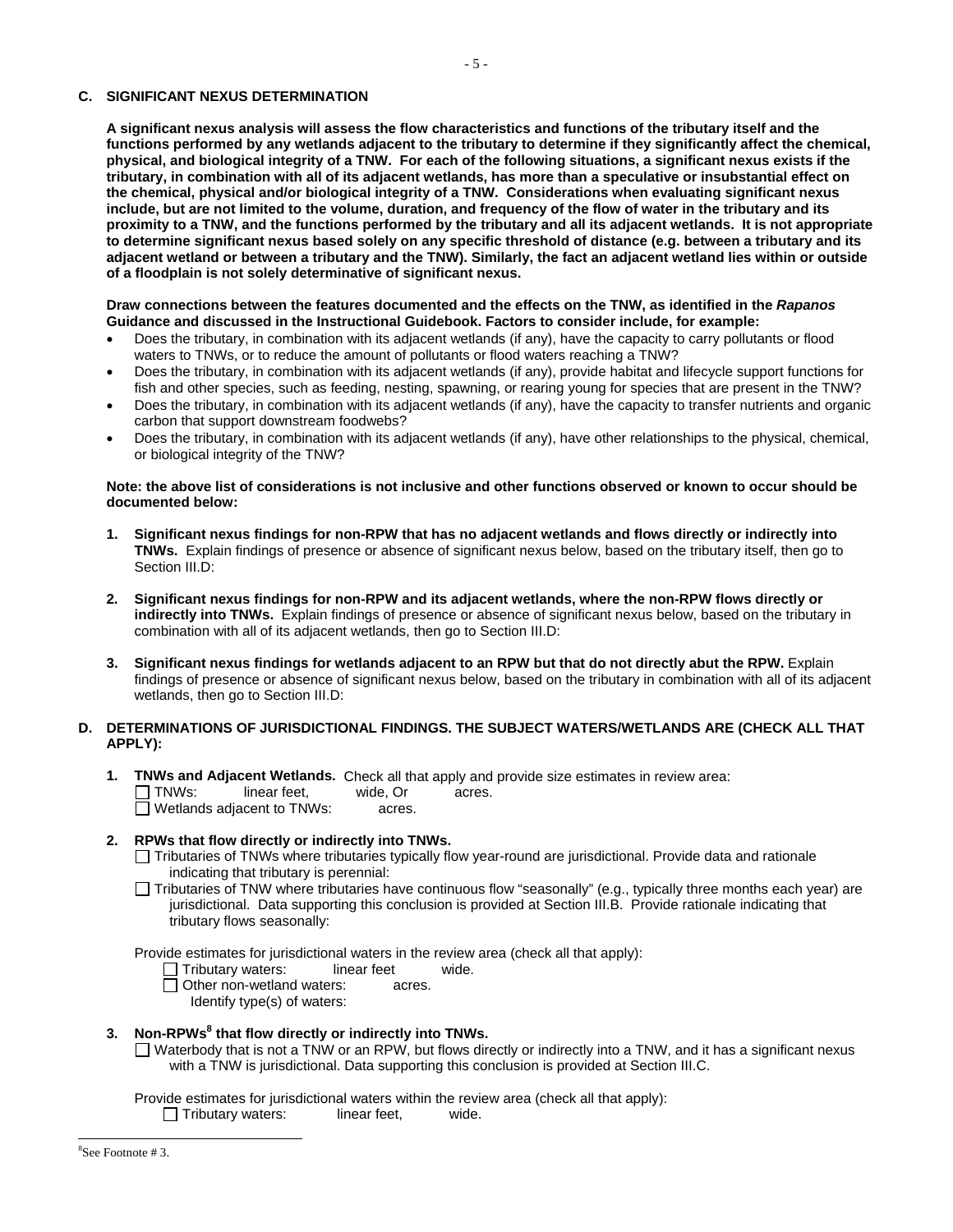## C. SIGNIFICANT NEXUS DETERMINATION

**A significant nexus analysis will assess the flow characteristics and functions of the tributary itself and the functions performed by any wetlands adjacent to the tributary to determine if they significantly affect the chemical, physical, and biological integrity of a TNW. For each of the following situations, a significant nexus exists if the tributary, in combination with all of its adjacent wetlands, has more than a speculative or insubstantial effect on the chemical, physical and/or biological integrity of a TNW. Considerations when evaluating significant nexus include, but are not limited to the volume, duration, and frequency of the flow of water in the tributary and its proximity to a TNW, and the functions performed by the tributary and all its adjacent wetlands. It is not appropriate to determine significant nexus based solely on any specific threshold of distance (e.g. between a tributary and its adjacent wetland or between a tributary and the TNW). Similarly, the fact an adjacent wetland lies within or outside of a floodplain is not solely determinative of significant nexus.**

**Draw connections between the features documented and the effects on the TNW, as identified in the *Rapanos* Guidance and discussed in the Instructional Guidebook. Factors to consider include, for example:**

- Does the tributary, in combination with its adjacent wetlands (if any), have the capacity to carry pollutants or flood waters to TNWs, or to reduce the amount of pollutants or flood waters reaching a TNW?
- Does the tributary, in combination with its adjacent wetlands (if any), provide habitat and lifecycle support functions for fish and other species, such as feeding, nesting, spawning, or rearing young for species that are present in the TNW?
- Does the tributary, in combination with its adjacent wetlands (if any), have the capacity to transfer nutrients and organic carbon that support downstream foodwebs?
- Does the tributary, in combination with its adjacent wetlands (if any), have other relationships to the physical, chemical, or biological integrity of the TNW?

**Note: the above list of considerations is not inclusive and other functions observed or known to occur should be documented below:**

1. **Significant nexus findings for non-RPW that has no adjacent wetlands and flows directly or indirectly into TNWs.** Explain findings of presence or absence of significant nexus below, based on the tributary itself, then go to Section III.D:

2. **Significant nexus findings for non-RPW and its adjacent wetlands, where the non-RPW flows directly or indirectly into TNWs.** Explain findings of presence or absence of significant nexus below, based on the tributary in combination with all of its adjacent wetlands, then go to Section III.D:

3. **Significant nexus findings for wetlands adjacent to an RPW but that do not directly abut the RPW.** Explain findings of presence or absence of significant nexus below, based on the tributary in combination with all of its adjacent wetlands, then go to Section III.D:

## D. DETERMINATIONS OF JURISDICTIONAL FINDINGS. THE SUBJECT WATERS/WETLANDS ARE (CHECK ALL THAT APPLY):

1. **TNWs and Adjacent Wetlands.** Check all that apply and provide size estimates in review area:
   - ☐ TNWs: linear feet, wide, Or acres.
   - ☐ Wetlands adjacent to TNWs: acres.

2. **RPWs that flow directly or indirectly into TNWs.**
   - ☐ Tributaries of TNWs where tributaries typically flow year-round are jurisdictional. Provide data and rationale indicating that tributary is perennial:
   - ☐ Tributaries of TNW where tributaries have continuous flow "seasonally" (e.g., typically three months each year) are jurisdictional. Data supporting this conclusion is provided at Section III.B. Provide rationale indicating that tributary flows seasonally:

   Provide estimates for jurisdictional waters in the review area (check all that apply):
   - ☐ Tributary waters: linear feet wide.
   - ☐ Other non-wetland waters: acres.
     Identify type(s) of waters:

3. **Non-RPWs[8] that flow directly or indirectly into TNWs.**
   - ☐ Waterbody that is not a TNW or an RPW, but flows directly or indirectly into a TNW, and it has a significant nexus with a TNW is jurisdictional. Data supporting this conclusion is provided at Section III.C.

   Provide estimates for jurisdictional waters within the review area (check all that apply):
   - ☐ Tributary waters: linear feet, wide.

---

[8] See Footnote # 3.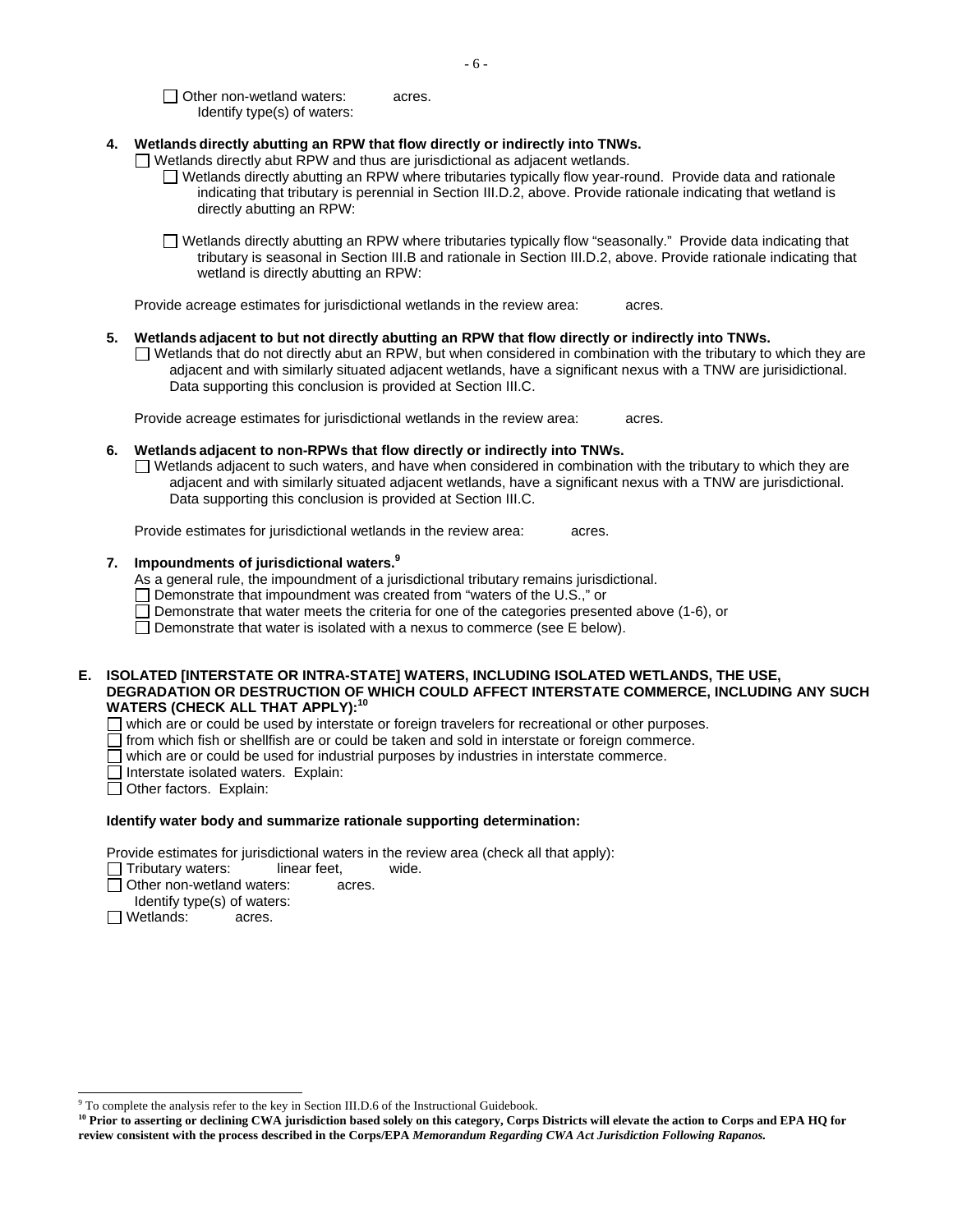☐ Other non-wetland waters: acres.
Identify type(s) of waters:

**4. Wetlands directly abutting an RPW that flow directly or indirectly into TNWs.**

☐ Wetlands directly abut RPW and thus are jurisdictional as adjacent wetlands.

☐ Wetlands directly abutting an RPW where tributaries typically flow year-round. Provide data and rationale indicating that tributary is perennial in Section III.D.2, above. Provide rationale indicating that wetland is directly abutting an RPW:

☐ Wetlands directly abutting an RPW where tributaries typically flow "seasonally." Provide data indicating that tributary is seasonal in Section III.B and rationale in Section III.D.2, above. Provide rationale indicating that wetland is directly abutting an RPW:

Provide acreage estimates for jurisdictional wetlands in the review area: acres.

**5. Wetlands adjacent to but not directly abutting an RPW that flow directly or indirectly into TNWs.**

☐ Wetlands that do not directly abut an RPW, but when considered in combination with the tributary to which they are adjacent and with similarly situated adjacent wetlands, have a significant nexus with a TNW are jurisidictional. Data supporting this conclusion is provided at Section III.C.

Provide acreage estimates for jurisdictional wetlands in the review area: acres.

**6. Wetlands adjacent to non-RPWs that flow directly or indirectly into TNWs.**

☐ Wetlands adjacent to such waters, and have when considered in combination with the tributary to which they are adjacent and with similarly situated adjacent wetlands, have a significant nexus with a TNW are jurisdictional. Data supporting this conclusion is provided at Section III.C.

Provide estimates for jurisdictional wetlands in the review area: acres.

**7. Impoundments of jurisdictional waters.[9]**

As a general rule, the impoundment of a jurisdictional tributary remains jurisdictional.

☐ Demonstrate that impoundment was created from "waters of the U.S.," or
☐ Demonstrate that water meets the criteria for one of the categories presented above (1-6), or
☐ Demonstrate that water is isolated with a nexus to commerce (see E below).

**E. ISOLATED [INTERSTATE OR INTRA-STATE] WATERS, INCLUDING ISOLATED WETLANDS, THE USE, DEGRADATION OR DESTRUCTION OF WHICH COULD AFFECT INTERSTATE COMMERCE, INCLUDING ANY SUCH WATERS (CHECK ALL THAT APPLY):[10]**

☐ which are or could be used by interstate or foreign travelers for recreational or other purposes.
☐ from which fish or shellfish are or could be taken and sold in interstate or foreign commerce.
☐ which are or could be used for industrial purposes by industries in interstate commerce.
☐ Interstate isolated waters. Explain:
☐ Other factors. Explain:

**Identify water body and summarize rationale supporting determination:**

Provide estimates for jurisdictional waters in the review area (check all that apply):

☐ Tributary waters: linear feet, wide.
☐ Other non-wetland waters: acres.
Identify type(s) of waters:
☐ Wetlands: acres.

---

[9] To complete the analysis refer to the key in Section III.D.6 of the Instructional Guidebook.

**[10] Prior to asserting or declining CWA jurisdiction based solely on this category, Corps Districts will elevate the action to Corps and EPA HQ for review consistent with the process described in the Corps/EPA *Memorandum Regarding CWA Act Jurisdiction Following Rapanos.***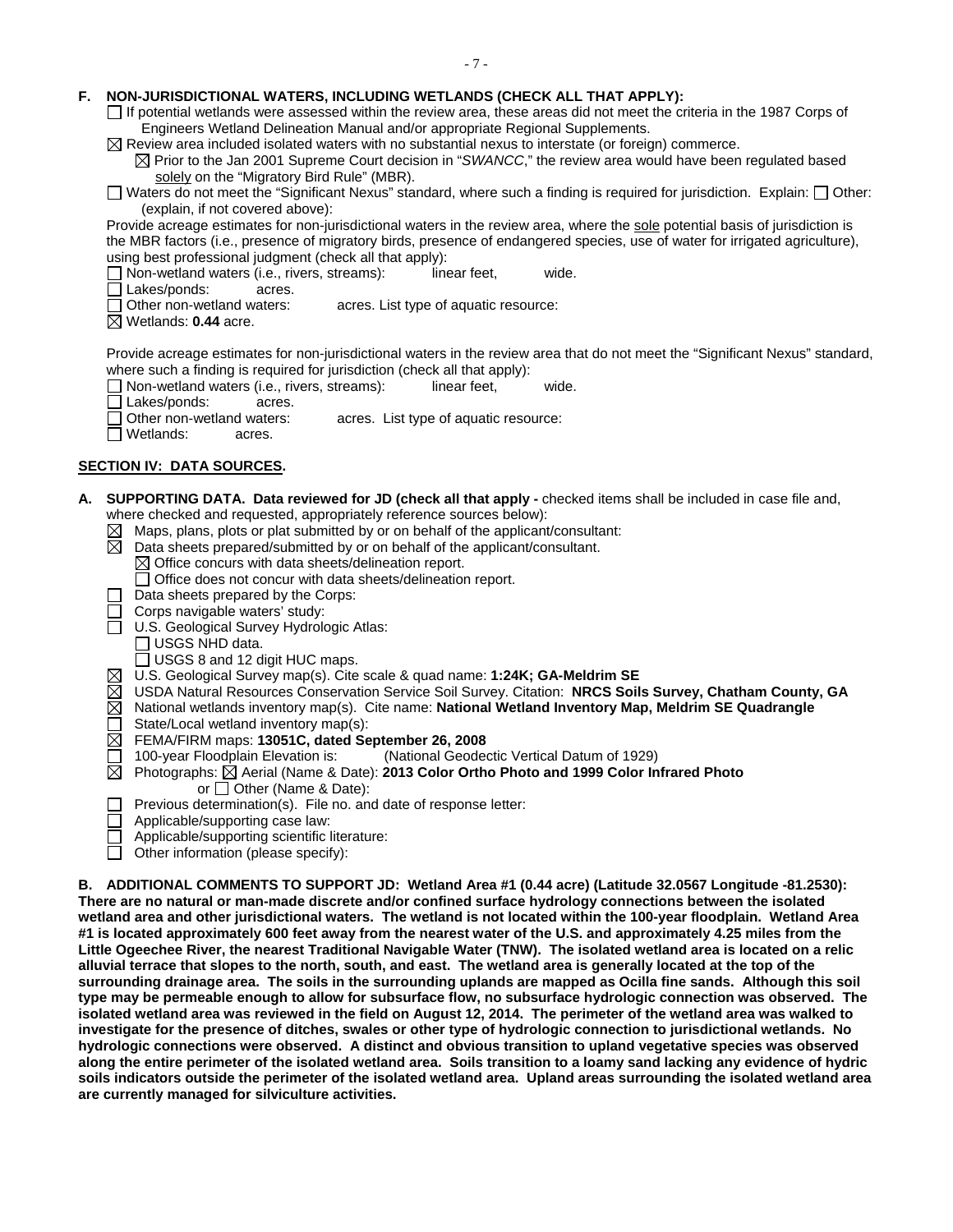**F. NON-JURISDICTIONAL WATERS, INCLUDING WETLANDS (CHECK ALL THAT APPLY):**

☐ If potential wetlands were assessed within the review area, these areas did not meet the criteria in the 1987 Corps of Engineers Wetland Delineation Manual and/or appropriate Regional Supplements.

☒ Review area included isolated waters with no substantial nexus to interstate (or foreign) commerce.

☒ Prior to the Jan 2001 Supreme Court decision in "*SWANCC*," the review area would have been regulated based solely on the "Migratory Bird Rule" (MBR).

☐ Waters do not meet the "Significant Nexus" standard, where such a finding is required for jurisdiction. Explain: ☐ Other: (explain, if not covered above):

Provide acreage estimates for non-jurisdictional waters in the review area, where the sole potential basis of jurisdiction is the MBR factors (i.e., presence of migratory birds, presence of endangered species, use of water for irrigated agriculture), using best professional judgment (check all that apply):

☐ Non-wetland waters (i.e., rivers, streams): linear feet, wide.
☐ Lakes/ponds: acres.
☐ Other non-wetland waters: acres. List type of aquatic resource:
☒ Wetlands: **0.44** acre.

Provide acreage estimates for non-jurisdictional waters in the review area that do not meet the "Significant Nexus" standard, where such a finding is required for jurisdiction (check all that apply):

☐ Non-wetland waters (i.e., rivers, streams): linear feet, wide.
☐ Lakes/ponds: acres.
☐ Other non-wetland waters: acres. List type of aquatic resource:
☐ Wetlands: acres.

## SECTION IV: DATA SOURCES.

**A. SUPPORTING DATA. Data reviewed for JD (check all that apply -** checked items shall be included in case file and, where checked and requested, appropriately reference sources below):

☒ Maps, plans, plots or plat submitted by or on behalf of the applicant/consultant:
☒ Data sheets prepared/submitted by or on behalf of the applicant/consultant.
   ☒ Office concurs with data sheets/delineation report.
   ☐ Office does not concur with data sheets/delineation report.
☐ Data sheets prepared by the Corps:
☐ Corps navigable waters' study:
☐ U.S. Geological Survey Hydrologic Atlas:
   ☐ USGS NHD data.
   ☐ USGS 8 and 12 digit HUC maps.
☒ U.S. Geological Survey map(s). Cite scale & quad name: **1:24K; GA-Meldrim SE**
☒ USDA Natural Resources Conservation Service Soil Survey. Citation: **NRCS Soils Survey, Chatham County, GA**
☒ National wetlands inventory map(s). Cite name: **National Wetland Inventory Map, Meldrim SE Quadrangle**
☐ State/Local wetland inventory map(s):
☒ FEMA/FIRM maps: **13051C, dated September 26, 2008**
☐ 100-year Floodplain Elevation is: (National Geodectic Vertical Datum of 1929)
☒ Photographs: ☒ Aerial (Name & Date): **2013 Color Ortho Photo and 1999 Color Infrared Photo**
   or ☐ Other (Name & Date):
☐ Previous determination(s). File no. and date of response letter:
☐ Applicable/supporting case law:
☐ Applicable/supporting scientific literature:
☐ Other information (please specify):

**B. ADDITIONAL COMMENTS TO SUPPORT JD: Wetland Area #1 (0.44 acre) (Latitude 32.0567 Longitude -81.2530): There are no natural or man-made discrete and/or confined surface hydrology connections between the isolated wetland area and other jurisdictional waters. The wetland is not located within the 100-year floodplain. Wetland Area #1 is located approximately 600 feet away from the nearest water of the U.S. and approximately 4.25 miles from the Little Ogeechee River, the nearest Traditional Navigable Water (TNW). The isolated wetland area is located on a relic alluvial terrace that slopes to the north, south, and east. The wetland area is generally located at the top of the surrounding drainage area. The soils in the surrounding uplands are mapped as Ocilla fine sands. Although this soil type may be permeable enough to allow for subsurface flow, no subsurface hydrologic connection was observed. The isolated wetland area was reviewed in the field on August 12, 2014. The perimeter of the wetland area was walked to investigate for the presence of ditches, swales or other type of hydrologic connection to jurisdictional wetlands. No hydrologic connections were observed. A distinct and obvious transition to upland vegetative species was observed along the entire perimeter of the isolated wetland area. Soils transition to a loamy sand lacking any evidence of hydric soils indicators outside the perimeter of the isolated wetland area. Upland areas surrounding the isolated wetland area are currently managed for silviculture activities.**